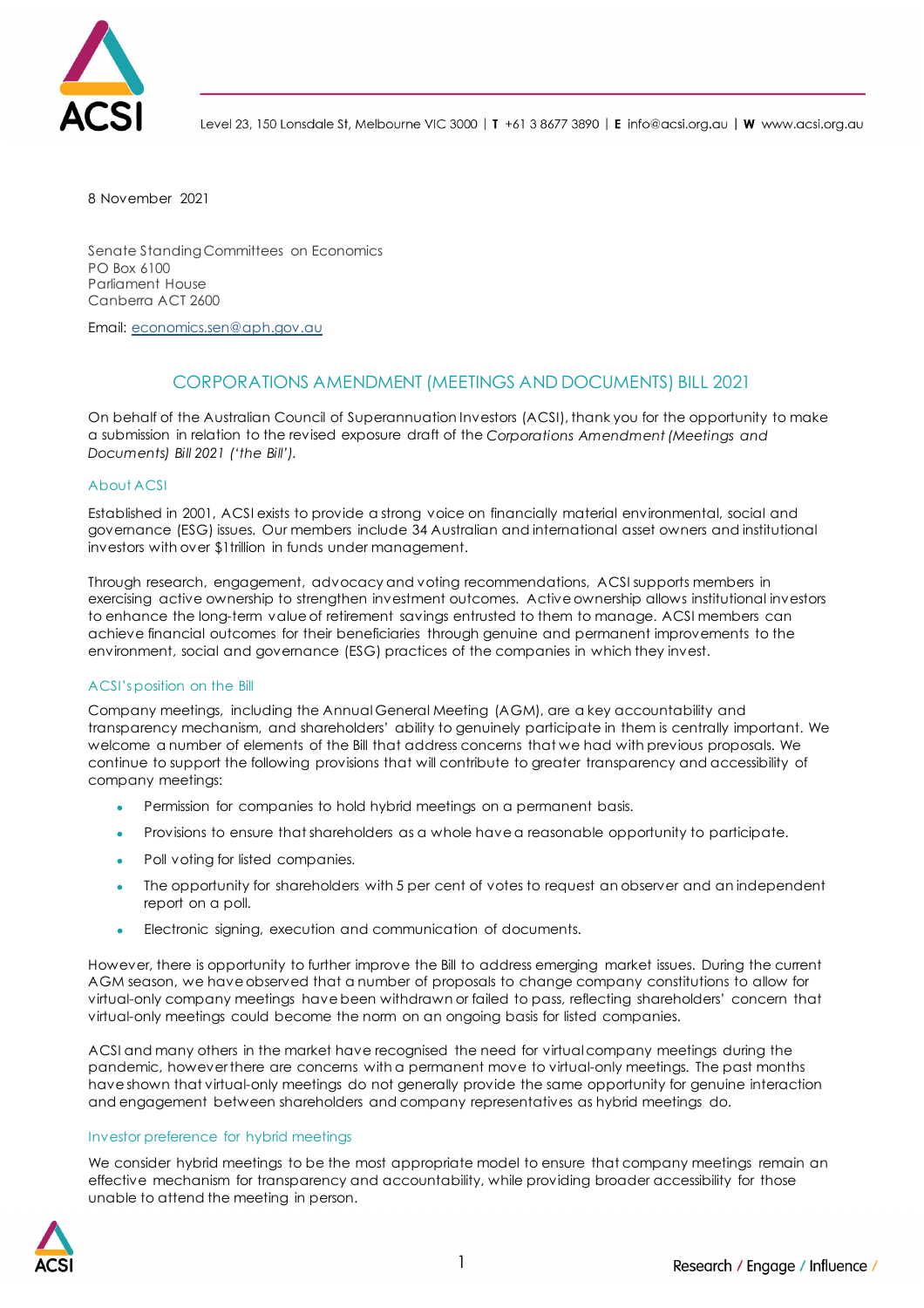Level 23, 150 Lonsdale St, Melbourne VIC 3000 | **T** +61 3 8677 3890 | **E** info@acsi.org.au | **W** www.acsi.org.au

8 November 2021

Senate Standing Committees on Economics
PO Box 6100
Parliament House
Canberra ACT 2600

Email: economics.sen@aph.gov.au

## CORPORATIONS AMENDMENT (MEETINGS AND DOCUMENTS) BILL 2021

On behalf of the Australian Council of Superannuation Investors (ACSI), thank you for the opportunity to make a submission in relation to the revised exposure draft of the *Corporations Amendment (Meetings and Documents) Bill 2021 ('the Bill')*.

### About ACSI

Established in 2001, ACSI exists to provide a strong voice on financially material environmental, social and governance (ESG) issues. Our members include 34 Australian and international asset owners and institutional investors with over $1trillion in funds under management.

Through research, engagement, advocacy and voting recommendations, ACSI supports members in exercising active ownership to strengthen investment outcomes. Active ownership allows institutional investors to enhance the long-term value of retirement savings entrusted to them to manage. ACSI members can achieve financial outcomes for their beneficiaries through genuine and permanent improvements to the environment, social and governance (ESG) practices of the companies in which they invest.

### ACSI's position on the Bill

Company meetings, including the Annual General Meeting (AGM), are a key accountability and transparency mechanism, and shareholders' ability to genuinely participate in them is centrally important. We welcome a number of elements of the Bill that address concerns that we had with previous proposals. We continue to support the following provisions that will contribute to greater transparency and accessibility of company meetings:

- Permission for companies to hold hybrid meetings on a permanent basis.
- Provisions to ensure that shareholders as a whole have a reasonable opportunity to participate.
- Poll voting for listed companies.
- The opportunity for shareholders with 5 per cent of votes to request an observer and an independent report on a poll.
- Electronic signing, execution and communication of documents.

However, there is opportunity to further improve the Bill to address emerging market issues. During the current AGM season, we have observed that a number of proposals to change company constitutions to allow for virtual-only company meetings have been withdrawn or failed to pass, reflecting shareholders' concern that virtual-only meetings could become the norm on an ongoing basis for listed companies.

ACSI and many others in the market have recognised the need for virtual company meetings during the pandemic, however there are concerns with a permanent move to virtual-only meetings. The past months have shown that virtual-only meetings do not generally provide the same opportunity for genuine interaction and engagement between shareholders and company representatives as hybrid meetings do.

### Investor preference for hybrid meetings

We consider hybrid meetings to be the most appropriate model to ensure that company meetings remain an effective mechanism for transparency and accountability, while providing broader accessibility for those unable to attend the meeting in person.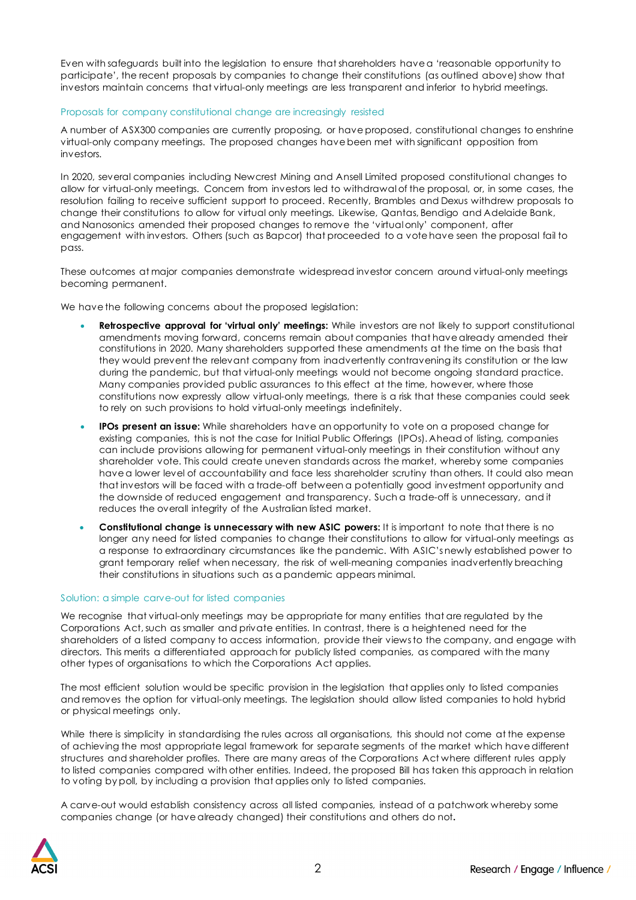Even with safeguards built into the legislation to ensure that shareholders have a 'reasonable opportunity to participate', the recent proposals by companies to change their constitutions (as outlined above) show that investors maintain concerns that virtual-only meetings are less transparent and inferior to hybrid meetings.

## Proposals for company constitutional change are increasingly resisted

A number of ASX300 companies are currently proposing, or have proposed, constitutional changes to enshrine virtual-only company meetings. The proposed changes have been met with significant opposition from investors.

In 2020, several companies including Newcrest Mining and Ansell Limited proposed constitutional changes to allow for virtual-only meetings. Concern from investors led to withdrawal of the proposal, or, in some cases, the resolution failing to receive sufficient support to proceed. Recently, Brambles and Dexus withdrew proposals to change their constitutions to allow for virtual only meetings. Likewise, Qantas, Bendigo and Adelaide Bank, and Nanosonics amended their proposed changes to remove the 'virtual only' component, after engagement with investors. Others (such as Bapcor) that proceeded to a vote have seen the proposal fail to pass.

These outcomes at major companies demonstrate widespread investor concern around virtual-only meetings becoming permanent.

We have the following concerns about the proposed legislation:

- **Retrospective approval for 'virtual only' meetings:** While investors are not likely to support constitutional amendments moving forward, concerns remain about companies that have already amended their constitutions in 2020. Many shareholders supported these amendments at the time on the basis that they would prevent the relevant company from inadvertently contravening its constitution or the law during the pandemic, but that virtual-only meetings would not become ongoing standard practice. Many companies provided public assurances to this effect at the time, however, where those constitutions now expressly allow virtual-only meetings, there is a risk that these companies could seek to rely on such provisions to hold virtual-only meetings indefinitely.
- **IPOs present an issue:** While shareholders have an opportunity to vote on a proposed change for existing companies, this is not the case for Initial Public Offerings (IPOs). Ahead of listing, companies can include provisions allowing for permanent virtual-only meetings in their constitution without any shareholder vote. This could create uneven standards across the market, whereby some companies have a lower level of accountability and face less shareholder scrutiny than others. It could also mean that investors will be faced with a trade-off between a potentially good investment opportunity and the downside of reduced engagement and transparency. Such a trade-off is unnecessary, and it reduces the overall integrity of the Australian listed market.
- **Constitutional change is unnecessary with new ASIC powers:** It is important to note that there is no longer any need for listed companies to change their constitutions to allow for virtual-only meetings as a response to extraordinary circumstances like the pandemic. With ASIC's newly established power to grant temporary relief when necessary, the risk of well-meaning companies inadvertently breaching their constitutions in situations such as a pandemic appears minimal.

## Solution: a simple carve-out for listed companies

We recognise that virtual-only meetings may be appropriate for many entities that are regulated by the Corporations Act, such as smaller and private entities. In contrast, there is a heightened need for the shareholders of a listed company to access information, provide their views to the company, and engage with directors. This merits a differentiated approach for publicly listed companies, as compared with the many other types of organisations to which the Corporations Act applies.

The most efficient solution would be specific provision in the legislation that applies only to listed companies and removes the option for virtual-only meetings. The legislation should allow listed companies to hold hybrid or physical meetings only.

While there is simplicity in standardising the rules across all organisations, this should not come at the expense of achieving the most appropriate legal framework for separate segments of the market which have different structures and shareholder profiles. There are many areas of the Corporations Act where different rules apply to listed companies compared with other entities. Indeed, the proposed Bill has taken this approach in relation to voting by poll, by including a provision that applies only to listed companies.

A carve-out would establish consistency across all listed companies, instead of a patchwork whereby some companies change (or have already changed) their constitutions and others do not.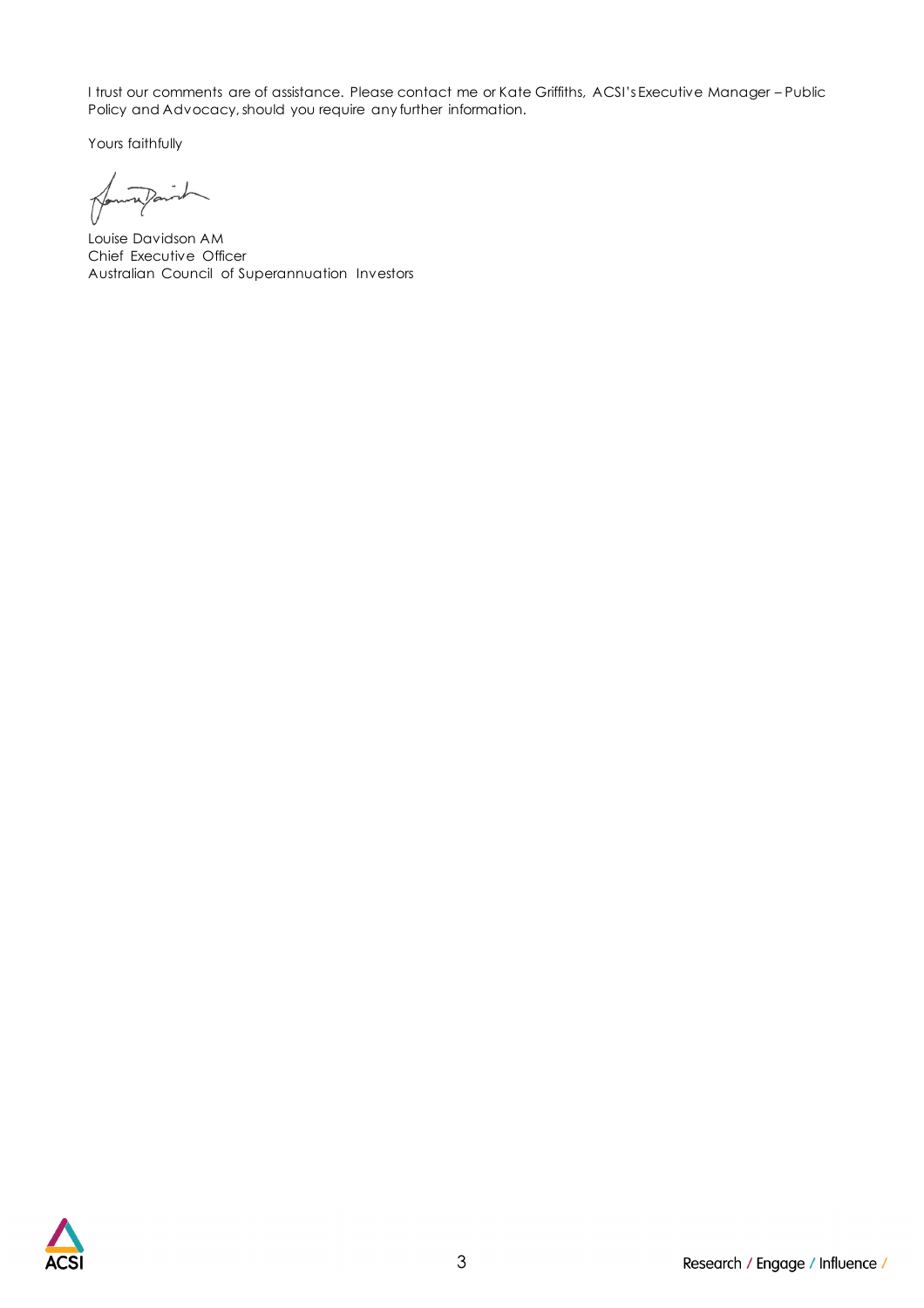I trust our comments are of assistance. Please contact me or Kate Griffiths, ACSI's Executive Manager – Public Policy and Advocacy, should you require any further information.

Yours faithfully

Louise Davidson AM
Chief Executive Officer
Australian Council of Superannuation Investors